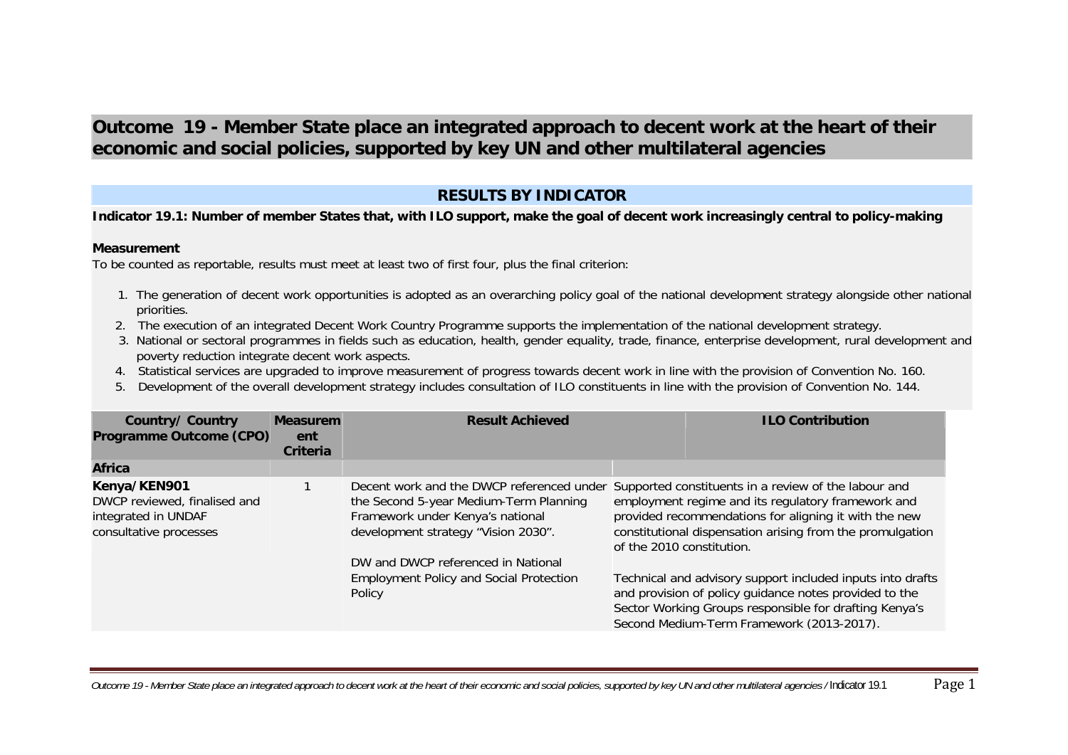# Outcome 19 - Member State place an integrated approach to decent work at the heart of their economic and social policies, supported by key UN and other multilateral agencies

## RESULTS BY INDICATOR

**Indicator 19.1: Number of member States that, with ILO support, make the goal of decent work increasingly central to policy-making**

**Measurement**

To be counted as reportable, results must meet at least two of first four, plus the final criterion:

1. The generation of decent work opportunities is adopted as an overarching policy goal of the national development strategy alongside other national priorities.
2. The execution of an integrated Decent Work Country Programme supports the implementation of the national development strategy.
3. National or sectoral programmes in fields such as education, health, gender equality, trade, finance, enterprise development, rural development and poverty reduction integrate decent work aspects.
4. Statistical services are upgraded to improve measurement of progress towards decent work in line with the provision of Convention No. 160.
5. Development of the overall development strategy includes consultation of ILO constituents in line with the provision of Convention No. 144.

| Country/ Country Programme Outcome (CPO) | Measurement Criteria | Result Achieved | ILO Contribution |
|---|---|---|---|
| **Africa** | | | |
| **Kenya/KEN901**<br>DWCP reviewed, finalised and integrated in UNDAF consultative processes | 1 | Decent work and the DWCP referenced under the Second 5-year Medium-Term Planning Framework under Kenya's national development strategy "Vision 2030".<br><br>DW and DWCP referenced in National Employment Policy and Social Protection Policy | Supported constituents in a review of the labour and employment regime and its regulatory framework and provided recommendations for aligning it with the new constitutional dispensation arising from the promulgation of the 2010 constitution.<br><br>Technical and advisory support included inputs into drafts and provision of policy guidance notes provided to the Sector Working Groups responsible for drafting Kenya's Second Medium-Term Framework (2013-2017). |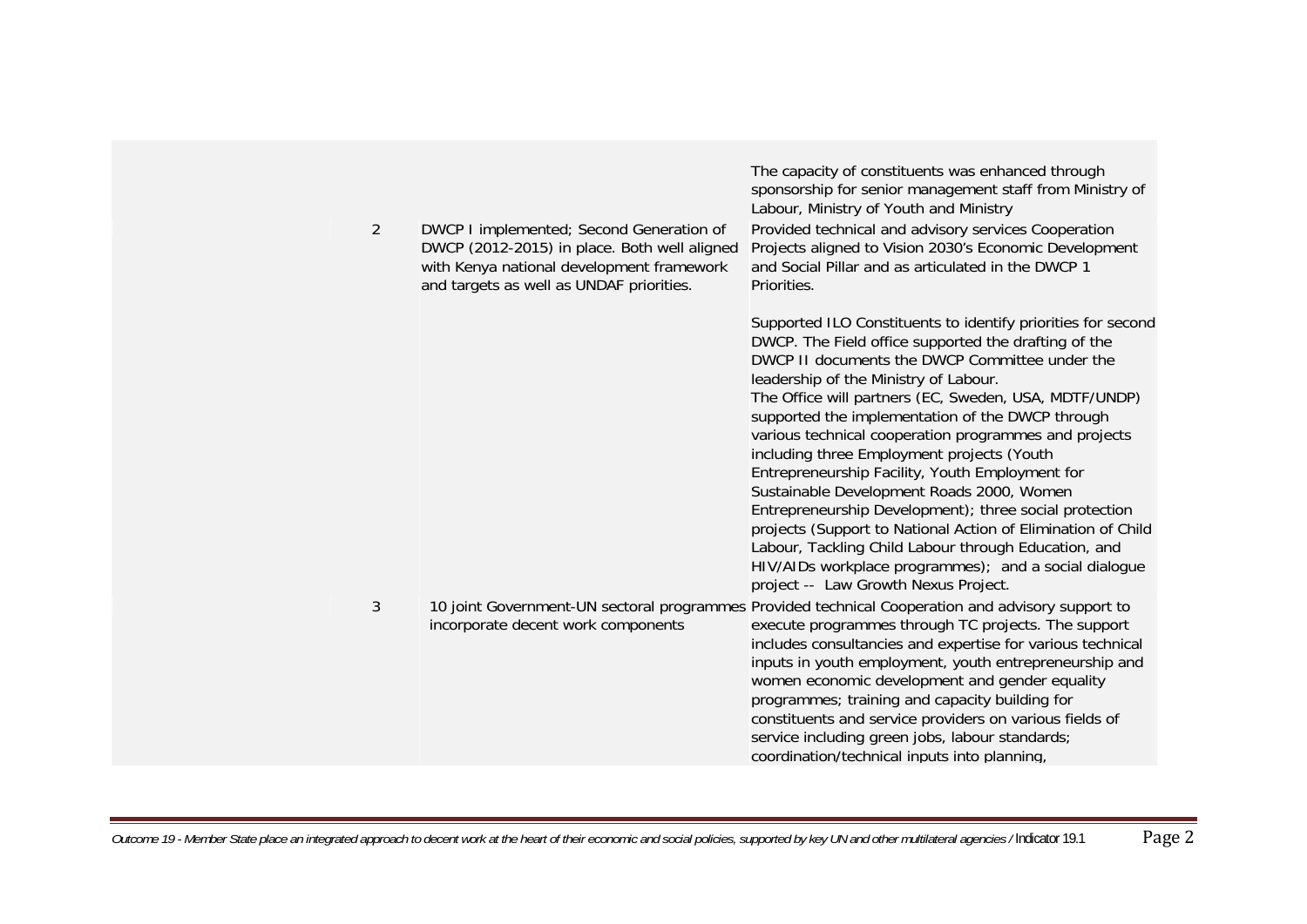| | | | |
|---|---|---|---|
| | | | The capacity of constituents was enhanced through sponsorship for senior management staff from Ministry of Labour, Ministry of Youth and Ministry |
| | 2 | DWCP I implemented; Second Generation of DWCP (2012-2015) in place. Both well aligned with Kenya national development framework and targets as well as UNDAF priorities. | Provided technical and advisory services Cooperation Projects aligned to Vision 2030's Economic Development and Social Pillar and as articulated in the DWCP 1 Priorities.<br><br>Supported ILO Constituents to identify priorities for second DWCP. The Field office supported the drafting of the DWCP II documents the DWCP Committee under the leadership of the Ministry of Labour.<br>The Office will partners (EC, Sweden, USA, MDTF/UNDP) supported the implementation of the DWCP through various technical cooperation programmes and projects including three Employment projects (Youth Entrepreneurship Facility, Youth Employment for Sustainable Development Roads 2000, Women Entrepreneurship Development); three social protection projects (Support to National Action of Elimination of Child Labour, Tackling Child Labour through Education, and HIV/AIDs workplace programmes); and a social dialogue project -- Law Growth Nexus Project. |
| | 3 | 10 joint Government-UN sectoral programmes incorporate decent work components | Provided technical Cooperation and advisory support to execute programmes through TC projects. The support includes consultancies and expertise for various technical inputs in youth employment, youth entrepreneurship and women economic development and gender equality programmes; training and capacity building for constituents and service providers on various fields of service including green jobs, labour standards; coordination/technical inputs into planning, |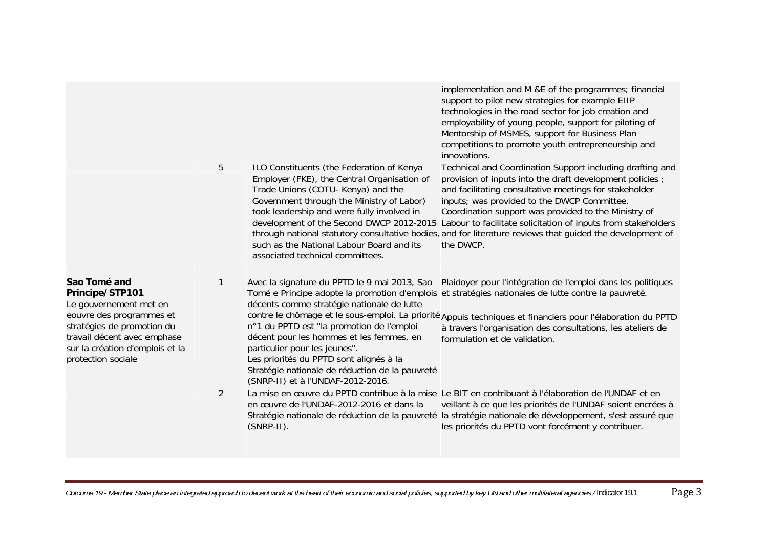| | | | |
|---|---|---|---|
| | | | implementation and M &E of the programmes; financial support to pilot new strategies for example EIIP technologies in the road sector for job creation and employability of young people, support for piloting of Mentorship of MSMES, support for Business Plan competitions to promote youth entrepreneurship and innovations. |
| | 5 | ILO Constituents (the Federation of Kenya Employer (FKE), the Central Organisation of Trade Unions (COTU- Kenya) and the Government through the Ministry of Labor) took leadership and were fully involved in development of the Second DWCP 2012-2015 through national statutory consultative bodies, such as the National Labour Board and its associated technical committees. | Technical and Coordination Support including drafting and provision of inputs into the draft development policies ; and facilitating consultative meetings for stakeholder inputs; was provided to the DWCP Committee. Coordination support was provided to the Ministry of Labour to facilitate solicitation of inputs from stakeholders and for literature reviews that guided the development of the DWCP. |
| **Sao Tomé and Principe/STP101**<br>Le gouvernement met en eouvre des programmes et stratégies de promotion du travail décent avec emphase sur la création d'emplois et la protection sociale | 1 | Avec la signature du PPTD le 9 mai 2013, Sao Tomé e Principe adopte la promotion d'emplois décents comme stratégie nationale de lutte contre le chômage et le sous-emploi. La priorité n°1 du PPTD est "la promotion de l'emploi décent pour les hommes et les femmes, en particulier pour les jeunes".<br>Les priorités du PPTD sont alignés à la Stratégie nationale de réduction de la pauvreté (SNRP-II) et à l'UNDAF-2012-2016. | Plaidoyer pour l'intégration de l'emploi dans les politiques et stratégies nationales de lutte contre la pauvreté.<br><br>Appuis techniques et financiers pour l'élaboration du PPTD à travers l'organisation des consultations, les ateliers de formulation et de validation. |
| | 2 | La mise en œuvre du PPTD contribue à la mise en œuvre de l'UNDAF-2012-2016 et dans la Stratégie nationale de réduction de la pauvreté (SNRP-II). | Le BIT en contribuant à l'élaboration de l'UNDAF et en veillant à ce que les priorités de l'UNDAF soient encrées à la stratégie nationale de développement, s'est assuré que les priorités du PPTD vont forcément y contribuer. |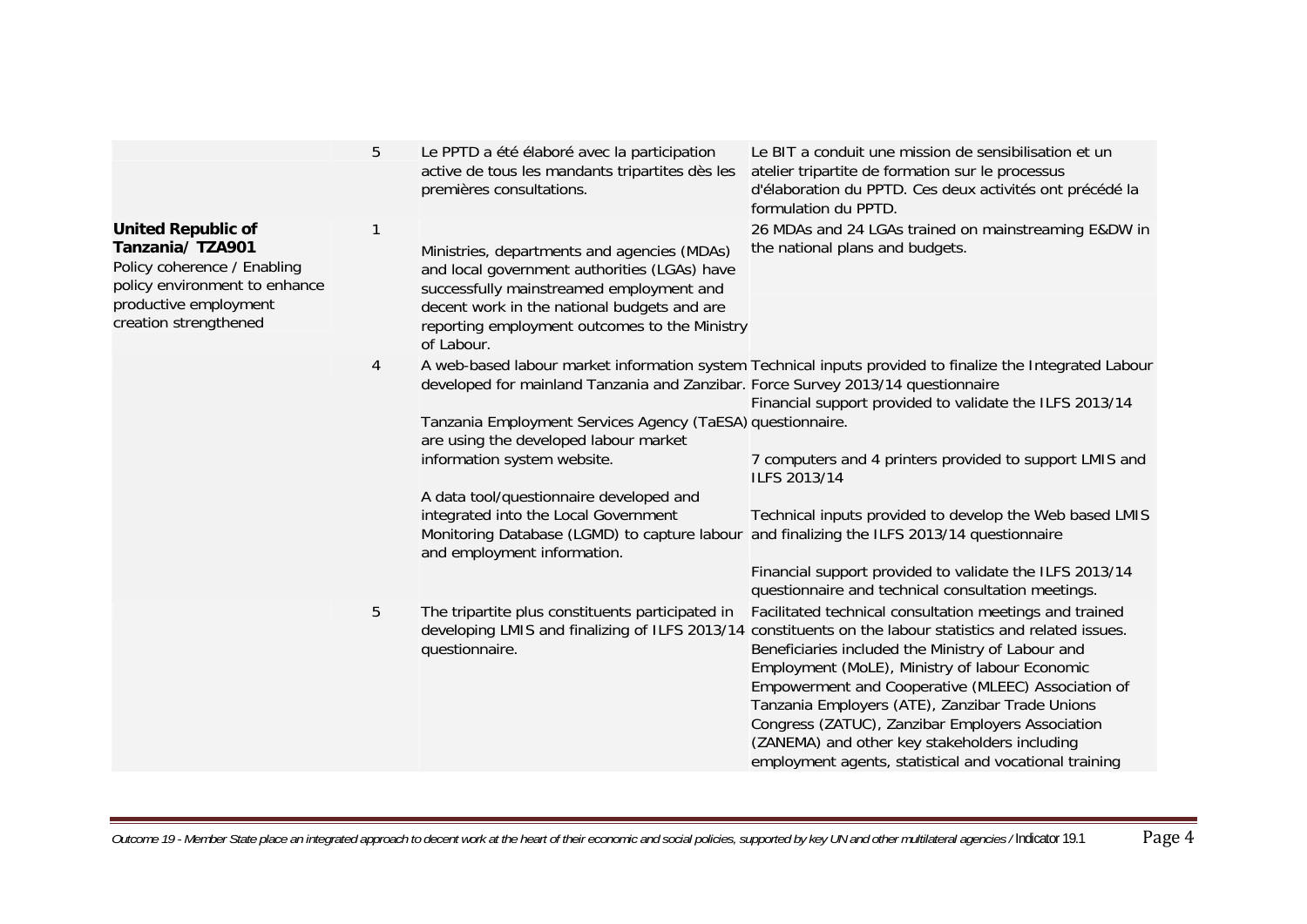| | | | |
|---|---|---|---|
| | 5 | Le PPTD a été élaboré avec la participation active de tous les mandants tripartites dès les premières consultations. | Le BIT a conduit une mission de sensibilisation et un atelier tripartite de formation sur le processus d'élaboration du PPTD. Ces deux activités ont précédé la formulation du PPTD. |
| **United Republic of Tanzania/ TZA901**<br>Policy coherence / Enabling policy environment to enhance productive employment creation strengthened | 1 | Ministries, departments and agencies (MDAs) and local government authorities (LGAs) have successfully mainstreamed employment and decent work in the national budgets and are reporting employment outcomes to the Ministry of Labour. | 26 MDAs and 24 LGAs trained on mainstreaming E&DW in the national plans and budgets. |
| | 4 | A web-based labour market information system developed for mainland Tanzania and Zanzibar.<br><br>Tanzania Employment Services Agency (TaESA) are using the developed labour market information system website.<br><br>A data tool/questionnaire developed and integrated into the Local Government Monitoring Database (LGMD) to capture labour and employment information. | Technical inputs provided to finalize the Integrated Labour Force Survey 2013/14 questionnaire<br>Financial support provided to validate the ILFS 2013/14 questionnaire.<br><br>7 computers and 4 printers provided to support LMIS and ILFS 2013/14<br><br>Technical inputs provided to develop the Web based LMIS and finalizing the ILFS 2013/14 questionnaire<br><br>Financial support provided to validate the ILFS 2013/14 questionnaire and technical consultation meetings. |
| | 5 | The tripartite plus constituents participated in developing LMIS and finalizing of ILFS 2013/14 questionnaire. | Facilitated technical consultation meetings and trained constituents on the labour statistics and related issues. Beneficiaries included the Ministry of Labour and Employment (MoLE), Ministry of labour Economic Empowerment and Cooperative (MLEEC) Association of Tanzania Employers (ATE), Zanzibar Trade Unions Congress (ZATUC), Zanzibar Employers Association (ZANEMA) and other key stakeholders including employment agents, statistical and vocational training |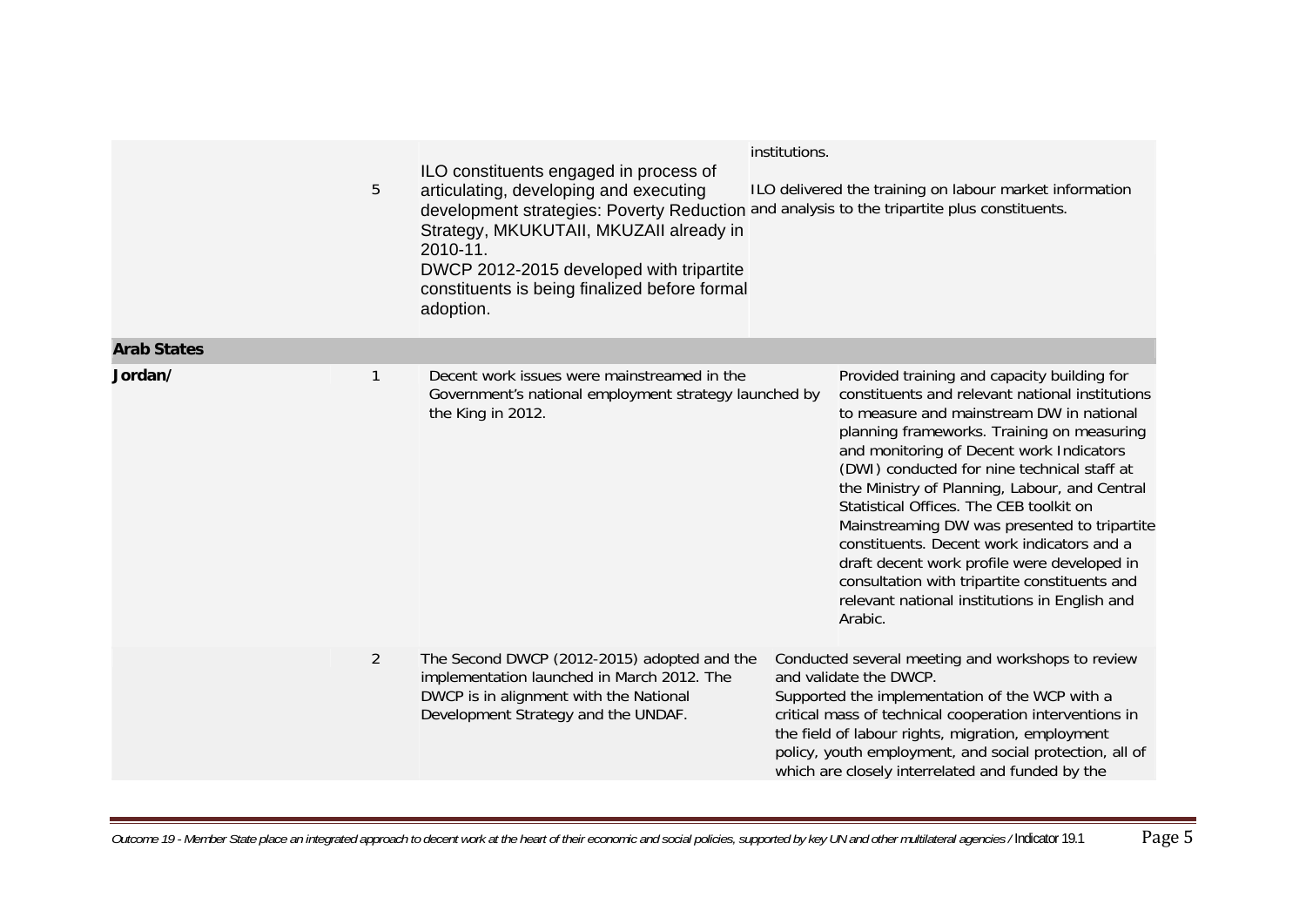| | | | |
|---|---|---|---|
| | 5 | ILO constituents engaged in process of articulating, developing and executing development strategies: Poverty Reduction Strategy, MKUKUTAII, MKUZAII already in 2010-11.<br>DWCP 2012-2015 developed with tripartite constituents is being finalized before formal adoption. | institutions.<br><br>ILO delivered the training on labour market information and analysis to the tripartite plus constituents. |
| **Arab States** | | | |
| **Jordan/** | 1 | Decent work issues were mainstreamed in the Government's national employment strategy launched by the King in 2012. | Provided training and capacity building for constituents and relevant national institutions to measure and mainstream DW in national planning frameworks. Training on measuring and monitoring of Decent work Indicators (DWI) conducted for nine technical staff at the Ministry of Planning, Labour, and Central Statistical Offices. The CEB toolkit on Mainstreaming DW was presented to tripartite constituents. Decent work indicators and a draft decent work profile were developed in consultation with tripartite constituents and relevant national institutions in English and Arabic. |
| | 2 | The Second DWCP (2012-2015) adopted and the implementation launched in March 2012. The DWCP is in alignment with the National Development Strategy and the UNDAF. | Conducted several meeting and workshops to review and validate the DWCP.<br>Supported the implementation of the WCP with a critical mass of technical cooperation interventions in the field of labour rights, migration, employment policy, youth employment, and social protection, all of which are closely interrelated and funded by the |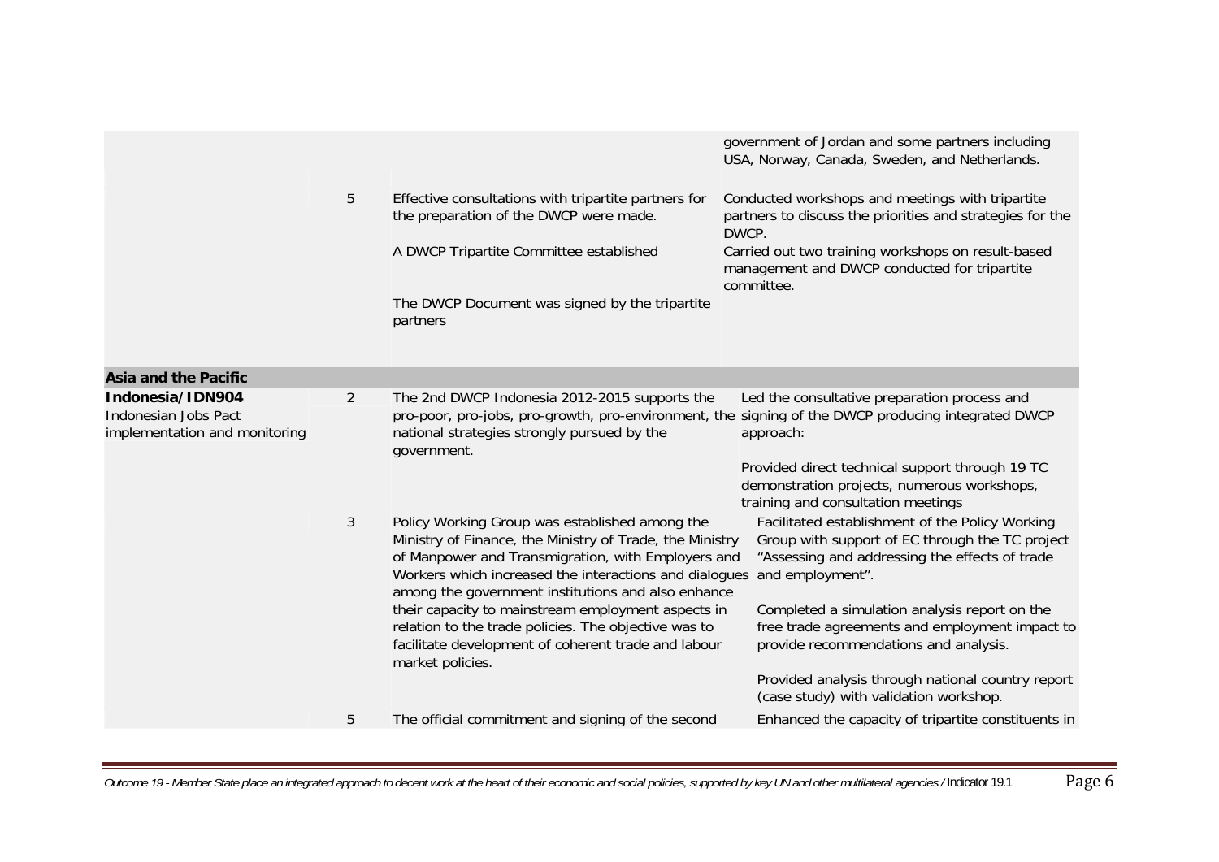| | | | |
|---|---|---|---|
| | | | government of Jordan and some partners including USA, Norway, Canada, Sweden, and Netherlands. |
| | 5 | Effective consultations with tripartite partners for the preparation of the DWCP were made.<br><br>A DWCP Tripartite Committee established<br><br>The DWCP Document was signed by the tripartite partners | Conducted workshops and meetings with tripartite partners to discuss the priorities and strategies for the DWCP.<br>Carried out two training workshops on result-based management and DWCP conducted for tripartite committee. |
| **Asia and the Pacific** | | | |
| **Indonesia/IDN904**<br>Indonesian Jobs Pact implementation and monitoring | 2 | The 2nd DWCP Indonesia 2012-2015 supports the pro-poor, pro-jobs, pro-growth, pro-environment, the national strategies strongly pursued by the government. | Led the consultative preparation process and signing of the DWCP producing integrated DWCP approach:<br><br>Provided direct technical support through 19 TC demonstration projects, numerous workshops, training and consultation meetings |
| | 3 | Policy Working Group was established among the Ministry of Finance, the Ministry of Trade, the Ministry of Manpower and Transmigration, with Employers and Workers which increased the interactions and dialogues among the government institutions and also enhance their capacity to mainstream employment aspects in relation to the trade policies. The objective was to facilitate development of coherent trade and labour market policies. | Facilitated establishment of the Policy Working Group with support of EC through the TC project "Assessing and addressing the effects of trade and employment".<br><br>Completed a simulation analysis report on the free trade agreements and employment impact to provide recommendations and analysis.<br><br>Provided analysis through national country report (case study) with validation workshop. |
| | 5 | The official commitment and signing of the second | Enhanced the capacity of tripartite constituents in |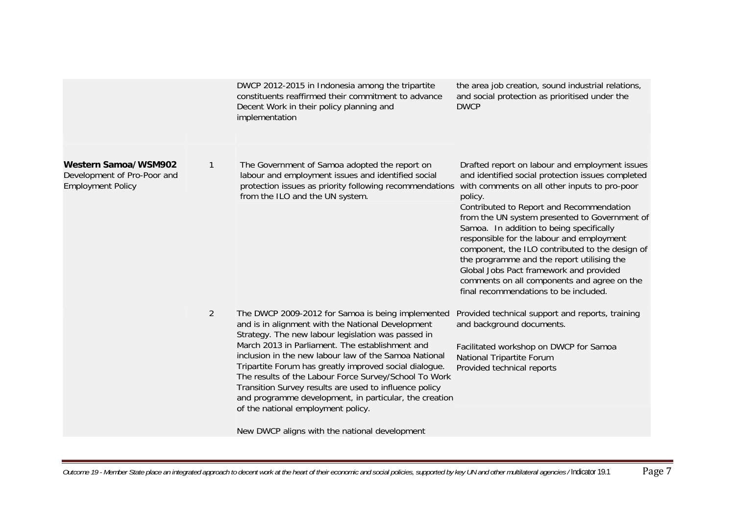| | | | |
|---|---|---|---|
| | | DWCP 2012-2015 in Indonesia among the tripartite constituents reaffirmed their commitment to advance Decent Work in their policy planning and implementation | the area job creation, sound industrial relations, and social protection as prioritised under the DWCP |
| **Western Samoa/WSM902** Development of Pro-Poor and Employment Policy | 1 | The Government of Samoa adopted the report on labour and employment issues and identified social protection issues as priority following recommendations from the ILO and the UN system. | Drafted report on labour and employment issues and identified social protection issues completed with comments on all other inputs to pro-poor policy. Contributed to Report and Recommendation from the UN system presented to Government of Samoa. In addition to being specifically responsible for the labour and employment component, the ILO contributed to the design of the programme and the report utilising the Global Jobs Pact framework and provided comments on all components and agree on the final recommendations to be included. |
| | 2 | The DWCP 2009-2012 for Samoa is being implemented and is in alignment with the National Development Strategy. The new labour legislation was passed in March 2013 in Parliament. The establishment and inclusion in the new labour law of the Samoa National Tripartite Forum has greatly improved social dialogue. The results of the Labour Force Survey/School To Work Transition Survey results are used to influence policy and programme development, in particular, the creation of the national employment policy. New DWCP aligns with the national development | Provided technical support and reports, training and background documents. Facilitated workshop on DWCP for Samoa National Tripartite Forum Provided technical reports |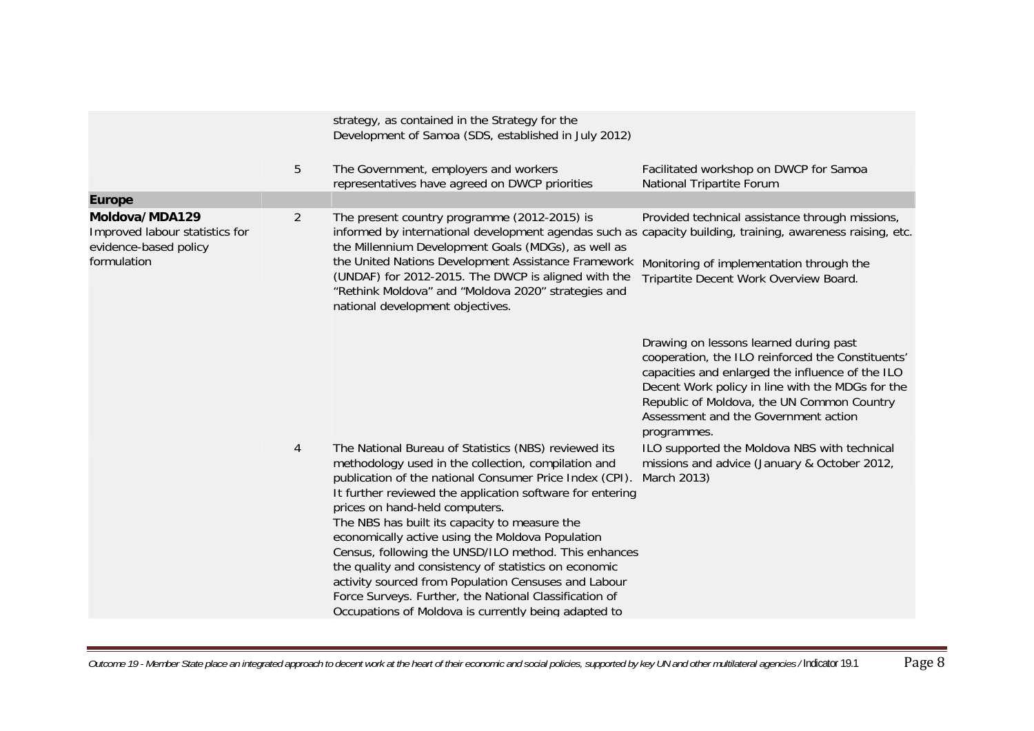| | | | |
|---|---|---|---|
| | | strategy, as contained in the Strategy for the Development of Samoa (SDS, established in July 2012) | |
| | 5 | The Government, employers and workers representatives have agreed on DWCP priorities | Facilitated workshop on DWCP for Samoa National Tripartite Forum |
| **Europe** | | | |
| **Moldova/MDA129** Improved labour statistics for evidence-based policy formulation | 2 | The present country programme (2012-2015) is informed by international development agendas such as the Millennium Development Goals (MDGs), as well as the United Nations Development Assistance Framework (UNDAF) for 2012-2015. The DWCP is aligned with the "Rethink Moldova" and "Moldova 2020" strategies and national development objectives. | Provided technical assistance through missions, capacity building, training, awareness raising, etc.<br><br>Monitoring of implementation through the Tripartite Decent Work Overview Board.<br><br>Drawing on lessons learned during past cooperation, the ILO reinforced the Constituents' capacities and enlarged the influence of the ILO Decent Work policy in line with the MDGs for the Republic of Moldova, the UN Common Country Assessment and the Government action programmes. |
| | 4 | The National Bureau of Statistics (NBS) reviewed its methodology used in the collection, compilation and publication of the national Consumer Price Index (CPI). It further reviewed the application software for entering prices on hand-held computers.<br>The NBS has built its capacity to measure the economically active using the Moldova Population Census, following the UNSD/ILO method. This enhances the quality and consistency of statistics on economic activity sourced from Population Censuses and Labour Force Surveys. Further, the National Classification of Occupations of Moldova is currently being adapted to | ILO supported the Moldova NBS with technical missions and advice (January & October 2012, March 2013) |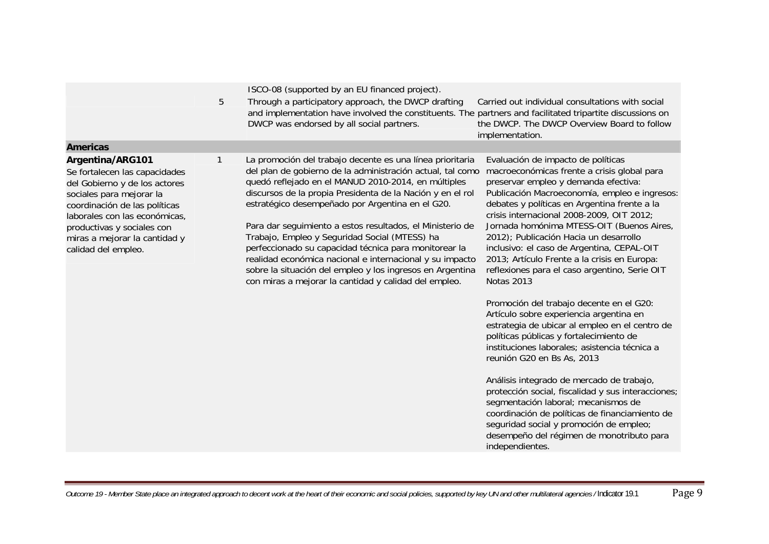| | | | |
|---|---|---|---|
| | | ISCO-08 (supported by an EU financed project). | |
| | 5 | Through a participatory approach, the DWCP drafting and implementation have involved the constituents. The DWCP was endorsed by all social partners. | Carried out individual consultations with social partners and facilitated tripartite discussions on the DWCP. The DWCP Overview Board to follow implementation. |
| **Americas** | | | |
| **Argentina/ARG101**<br>Se fortalecen las capacidades del Gobierno y de los actores sociales para mejorar la coordinación de las políticas laborales con las económicas, productivas y sociales con miras a mejorar la cantidad y calidad del empleo. | 1 | La promoción del trabajo decente es una línea prioritaria del plan de gobierno de la administración actual, tal como quedó reflejado en el MANUD 2010-2014, en múltiples discursos de la propia Presidenta de la Nación y en el rol estratégico desempeñado por Argentina en el G20.<br><br>Para dar seguimiento a estos resultados, el Ministerio de Trabajo, Empleo y Seguridad Social (MTESS) ha perfeccionado su capacidad técnica para monitorear la realidad económica nacional e internacional y su impacto sobre la situación del empleo y los ingresos en Argentina con miras a mejorar la cantidad y calidad del empleo. | Evaluación de impacto de políticas macroeconómicas frente a crisis global para preservar empleo y demanda efectiva: Publicación Macroeconomía, empleo e ingresos: debates y políticas en Argentina frente a la crisis internacional 2008-2009, OIT 2012; Jornada homónima MTESS-OIT (Buenos Aires, 2012); Publicación Hacia un desarrollo inclusivo: el caso de Argentina, CEPAL-OIT 2013; Artículo Frente a la crisis en Europa: reflexiones para el caso argentino, Serie OIT Notas 2013<br><br>Promoción del trabajo decente en el G20: Artículo sobre experiencia argentina en estrategia de ubicar al empleo en el centro de políticas públicas y fortalecimiento de instituciones laborales; asistencia técnica a reunión G20 en Bs As, 2013<br><br>Análisis integrado de mercado de trabajo, protección social, fiscalidad y sus interacciones; segmentación laboral; mecanismos de coordinación de políticas de financiamiento de seguridad social y promoción de empleo; desempeño del régimen de monotributo para independientes. |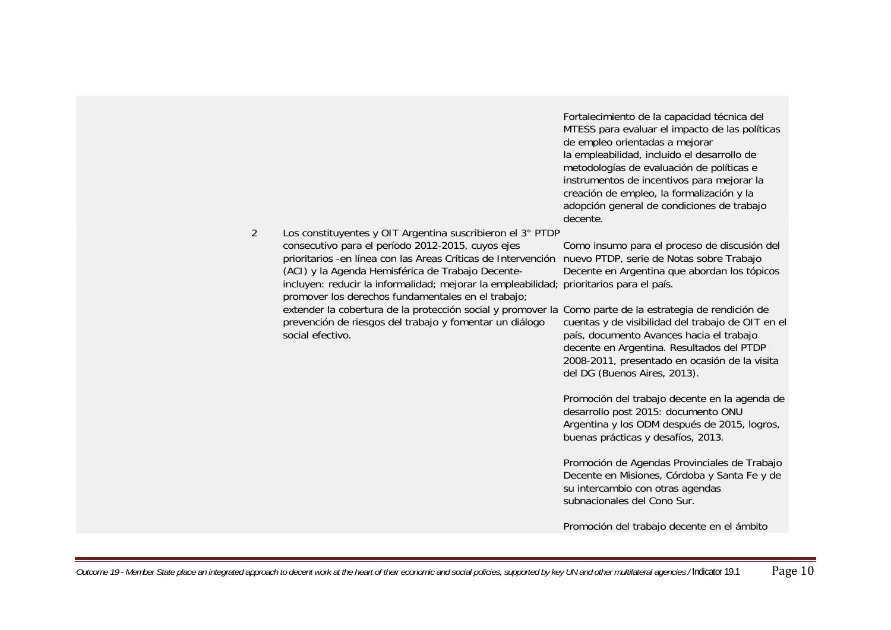| | | | |
|---|---|---|---|
| | | | Fortalecimiento de la capacidad técnica del MTESS para evaluar el impacto de las políticas de empleo orientadas a mejorar la empleabilidad, incluido el desarrollo de metodologías de evaluación de políticas e instrumentos de incentivos para mejorar la creación de empleo, la formalización y la adopción general de condiciones de trabajo decente. |
| | 2 | Los constituyentes y OIT Argentina suscribieron el 3° PTDP consecutivo para el período 2012-2015, cuyos ejes prioritarios -en línea con las Areas Críticas de Intervención (ACI) y la Agenda Hemisférica de Trabajo Decente- incluyen: reducir la informalidad; mejorar la empleabilidad; promover los derechos fundamentales en el trabajo; extender la cobertura de la protección social y promover la prevención de riesgos del trabajo y fomentar un diálogo social efectivo. | Como insumo para el proceso de discusión del nuevo PTDP, serie de Notas sobre Trabajo Decente en Argentina que abordan los tópicos prioritarios para el país.<br><br>Como parte de la estrategia de rendición de cuentas y de visibilidad del trabajo de OIT en el país, documento Avances hacia el trabajo decente en Argentina. Resultados del PTDP 2008-2011, presentado en ocasión de la visita del DG (Buenos Aires, 2013).<br><br>Promoción del trabajo decente en la agenda de desarrollo post 2015: documento ONU Argentina y los ODM después de 2015, logros, buenas prácticas y desafíos, 2013.<br><br>Promoción de Agendas Provinciales de Trabajo Decente en Misiones, Córdoba y Santa Fe y de su intercambio con otras agendas subnacionales del Cono Sur.<br><br>Promoción del trabajo decente en el ámbito |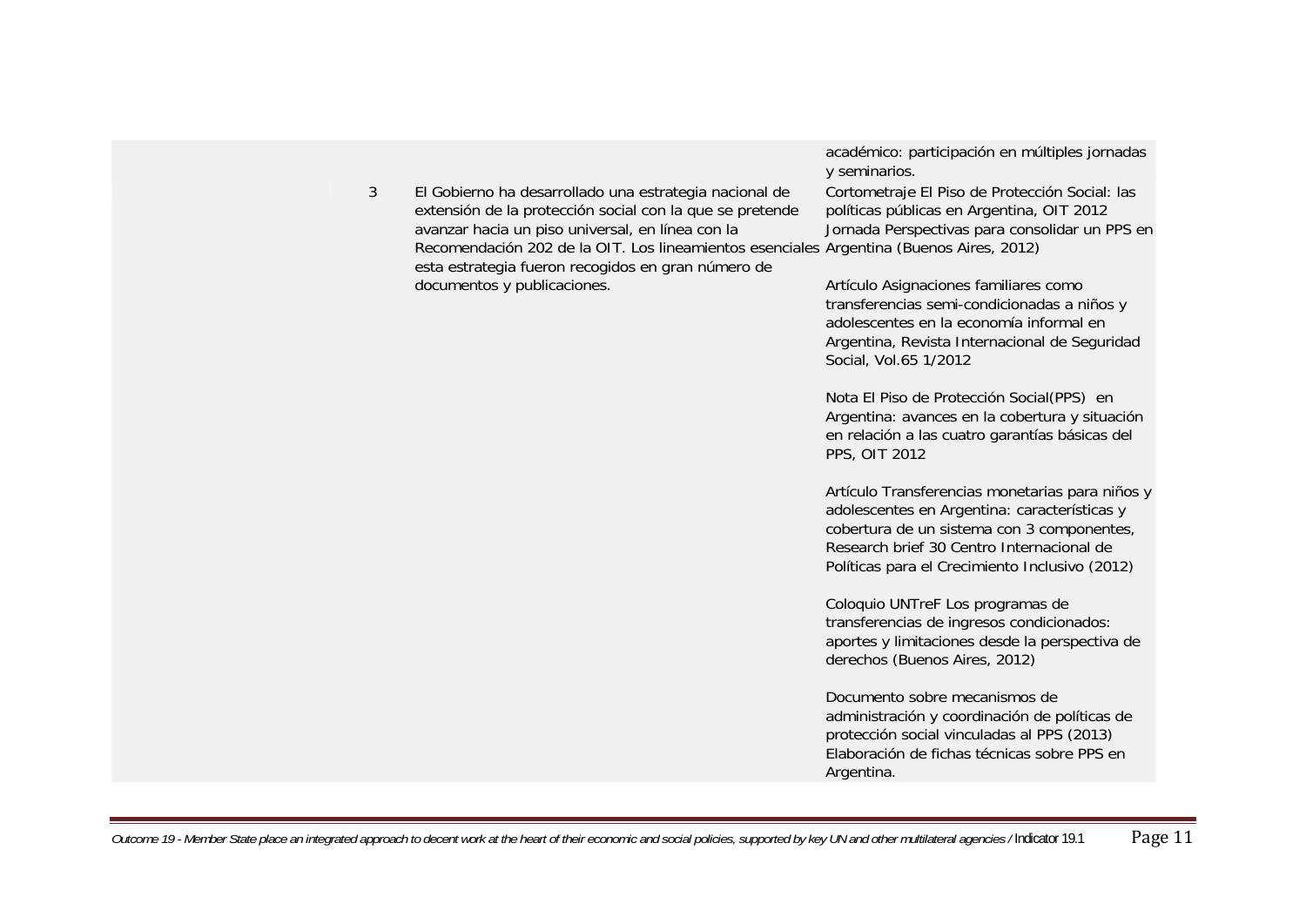| | | | |
|---|---|---|---|
| | | | académico: participación en múltiples jornadas y seminarios. |
| | 3 | El Gobierno ha desarrollado una estrategia nacional de extensión de la protección social con la que se pretende avanzar hacia un piso universal, en línea con la Recomendación 202 de la OIT. Los lineamientos esenciales esta estrategia fueron recogidos en gran número de documentos y publicaciones. | Cortometraje El Piso de Protección Social: las políticas públicas en Argentina, OIT 2012<br>Jornada Perspectivas para consolidar un PPS en Argentina (Buenos Aires, 2012)<br><br>Artículo Asignaciones familiares como transferencias semi-condicionadas a niños y adolescentes en la economía informal en Argentina, Revista Internacional de Seguridad Social, Vol.65 1/2012<br><br>Nota El Piso de Protección Social(PPS) en Argentina: avances en la cobertura y situación en relación a las cuatro garantías básicas del PPS, OIT 2012<br><br>Artículo Transferencias monetarias para niños y adolescentes en Argentina: características y cobertura de un sistema con 3 componentes, Research brief 30 Centro Internacional de Políticas para el Crecimiento Inclusivo (2012)<br><br>Coloquio UNTreF Los programas de transferencias de ingresos condicionados: aportes y limitaciones desde la perspectiva de derechos (Buenos Aires, 2012)<br><br>Documento sobre mecanismos de administración y coordinación de políticas de protección social vinculadas al PPS (2013)<br>Elaboración de fichas técnicas sobre PPS en Argentina. |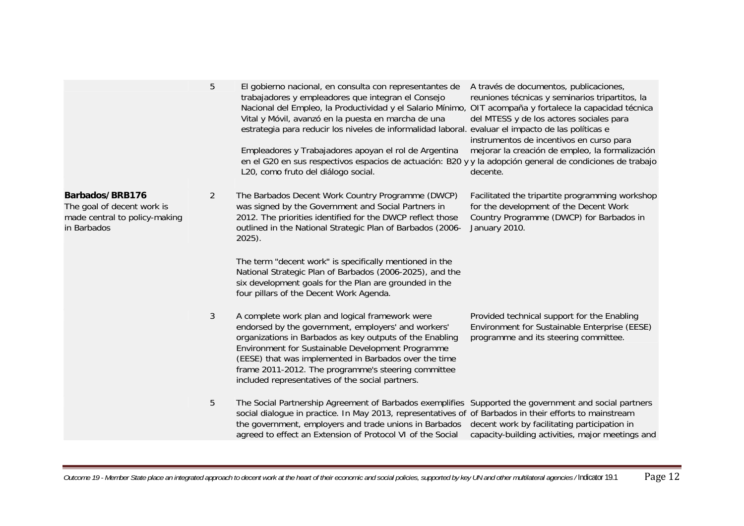| | | | |
|---|---|---|---|
| | 5 | El gobierno nacional, en consulta con representantes de trabajadores y empleadores que integran el Consejo Nacional del Empleo, la Productividad y el Salario Mínimo, Vital y Móvil, avanzó en la puesta en marcha de una estrategia para reducir los niveles de informalidad laboral.<br><br>Empleadores y Trabajadores apoyan el rol de Argentina en el G20 en sus respectivos espacios de actuación: B20 y L20, como fruto del diálogo social. | A través de documentos, publicaciones, reuniones técnicas y seminarios tripartitos, la OIT acompaña y fortalece la capacidad técnica del MTESS y de los actores sociales para evaluar el impacto de las políticas e instrumentos de incentivos en curso para mejorar la creación de empleo, la formalización y la adopción general de condiciones de trabajo decente. |
| **Barbados/BRB176**<br>The goal of decent work is made central to policy-making in Barbados | 2 | The Barbados Decent Work Country Programme (DWCP) was signed by the Government and Social Partners in 2012. The priorities identified for the DWCP reflect those outlined in the National Strategic Plan of Barbados (2006-2025).<br><br>The term "decent work" is specifically mentioned in the National Strategic Plan of Barbados (2006-2025), and the six development goals for the Plan are grounded in the four pillars of the Decent Work Agenda. | Facilitated the tripartite programming workshop for the development of the Decent Work Country Programme (DWCP) for Barbados in January 2010. |
| | 3 | A complete work plan and logical framework were endorsed by the government, employers' and workers' organizations in Barbados as key outputs of the Enabling Environment for Sustainable Development Programme (EESE) that was implemented in Barbados over the time frame 2011-2012. The programme's steering committee included representatives of the social partners. | Provided technical support for the Enabling Environment for Sustainable Enterprise (EESE) programme and its steering committee. |
| | 5 | The Social Partnership Agreement of Barbados exemplifies social dialogue in practice. In May 2013, representatives of the government, employers and trade unions in Barbados agreed to effect an Extension of Protocol VI of the Social | Supported the government and social partners of Barbados in their efforts to mainstream decent work by facilitating participation in capacity-building activities, major meetings and |

*Outcome 19 - Member State place an integrated approach to decent work at the heart of their economic and social policies, supported by key UN and other multilateral agencies* / Indicator 19.1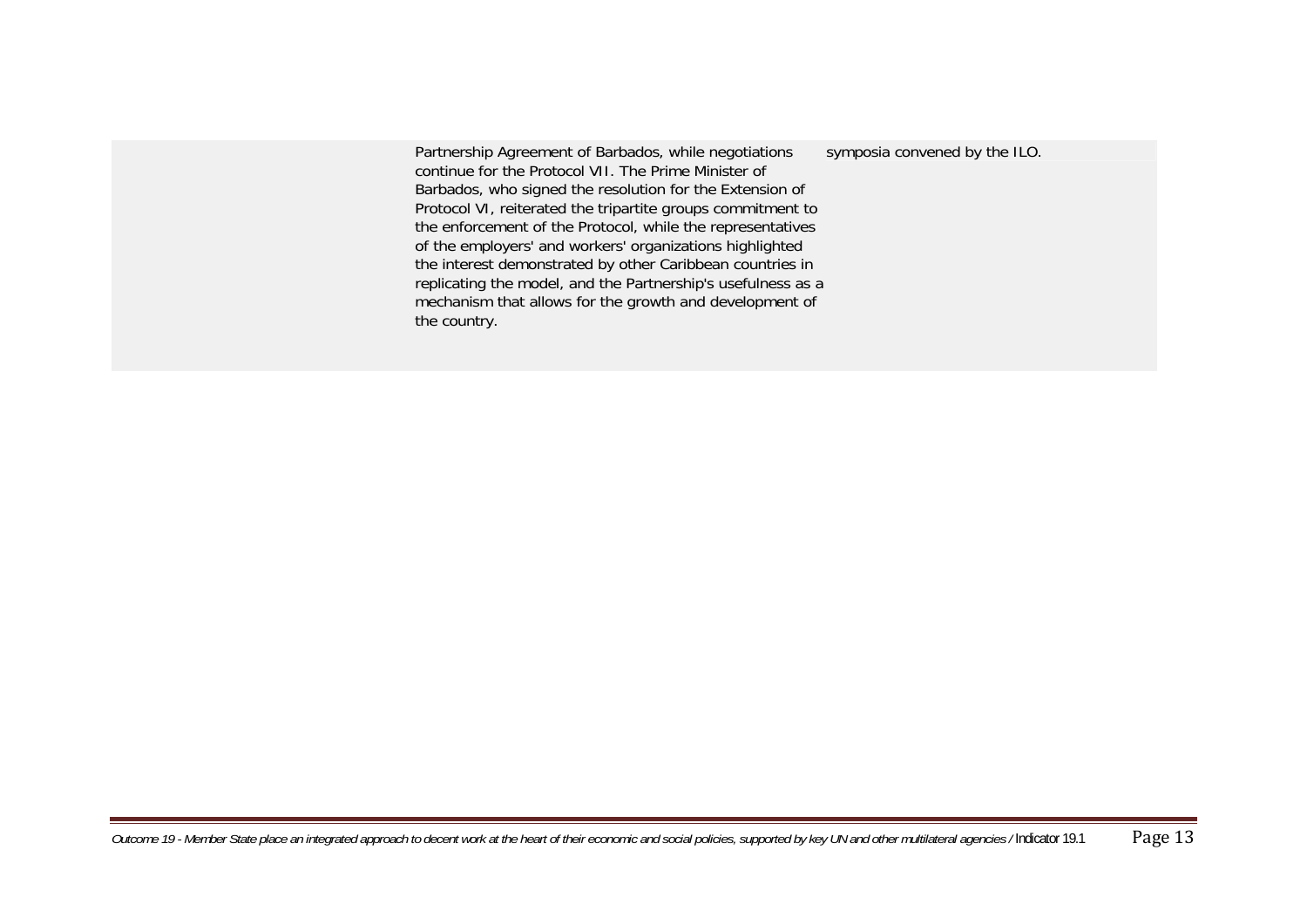| | | |
|---|---|---|
| | Partnership Agreement of Barbados, while negotiations continue for the Protocol VII. The Prime Minister of Barbados, who signed the resolution for the Extension of Protocol VI, reiterated the tripartite groups commitment to the enforcement of the Protocol, while the representatives of the employers' and workers' organizations highlighted the interest demonstrated by other Caribbean countries in replicating the model, and the Partnership's usefulness as a mechanism that allows for the growth and development of the country. | symposia convened by the ILO. |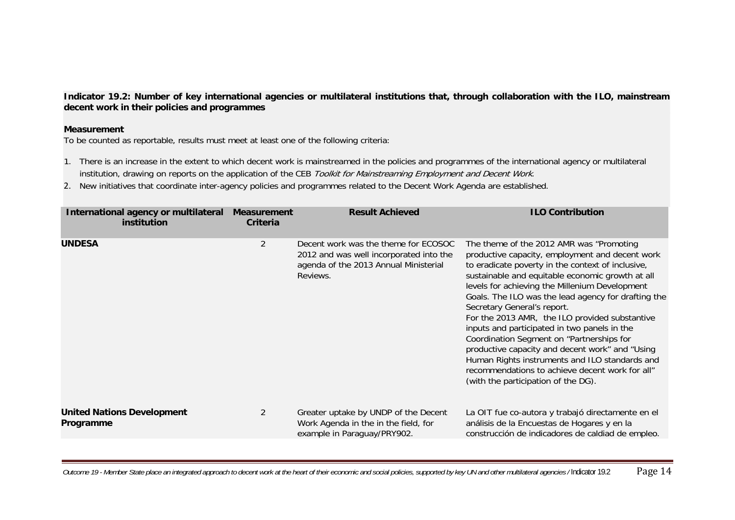**Indicator 19.2: Number of key international agencies or multilateral institutions that, through collaboration with the ILO, mainstream decent work in their policies and programmes**

**Measurement**

To be counted as reportable, results must meet at least one of the following criteria:

1. There is an increase in the extent to which decent work is mainstreamed in the policies and programmes of the international agency or multilateral institution, drawing on reports on the application of the CEB *Toolkit for Mainstreaming Employment and Decent Work*.
2. New initiatives that coordinate inter-agency policies and programmes related to the Decent Work Agenda are established.

| International agency or multilateral institution | Measurement Criteria | Result Achieved | ILO Contribution |
|---|---|---|---|
| **UNDESA** | 2 | Decent work was the theme for ECOSOC 2012 and was well incorporated into the agenda of the 2013 Annual Ministerial Reviews. | The theme of the 2012 AMR was "Promoting productive capacity, employment and decent work to eradicate poverty in the context of inclusive, sustainable and equitable economic growth at all levels for achieving the Millenium Development Goals. The ILO was the lead agency for drafting the Secretary General's report.<br>For the 2013 AMR, the ILO provided substantive inputs and participated in two panels in the Coordination Segment on "Partnerships for productive capacity and decent work" and "Using Human Rights instruments and ILO standards and recommendations to achieve decent work for all" (with the participation of the DG). |
| **United Nations Development Programme** | 2 | Greater uptake by UNDP of the Decent Work Agenda in the in the field, for example in Paraguay/PRY902. | La OIT fue co-autora y trabajó directamente en el análisis de la Encuestas de Hogares y en la construcción de indicadores de caldiad de empleo. |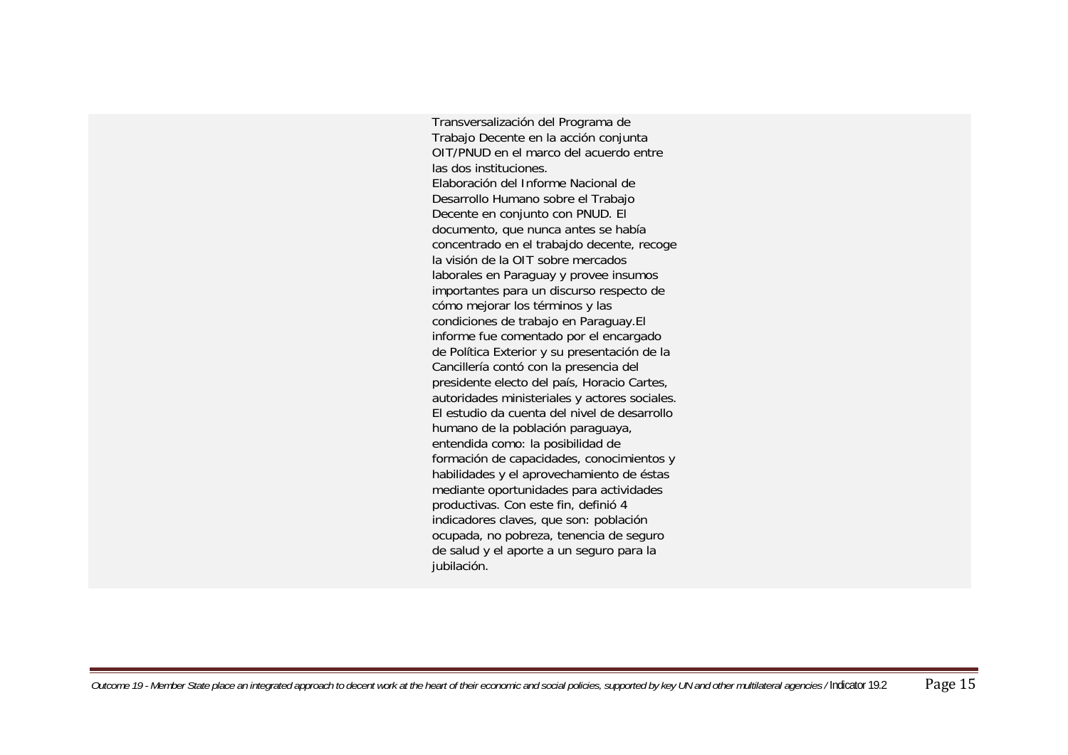Transversalización del Programa de Trabajo Decente en la acción conjunta OIT/PNUD en el marco del acuerdo entre las dos instituciones.

Elaboración del Informe Nacional de Desarrollo Humano sobre el Trabajo Decente en conjunto con PNUD. El documento, que nunca antes se había concentrado en el trabajdo decente, recoge la visión de la OIT sobre mercados laborales en Paraguay y provee insumos importantes para un discurso respecto de cómo mejorar los términos y las condiciones de trabajo en Paraguay.El informe fue comentado por el encargado de Política Exterior y su presentación de la Cancillería contó con la presencia del presidente electo del país, Horacio Cartes, autoridades ministeriales y actores sociales. El estudio da cuenta del nivel de desarrollo humano de la población paraguaya, entendida como: la posibilidad de formación de capacidades, conocimientos y habilidades y el aprovechamiento de éstas mediante oportunidades para actividades productivas. Con este fin, definió 4 indicadores claves, que son: población ocupada, no pobreza, tenencia de seguro de salud y el aporte a un seguro para la jubilación.